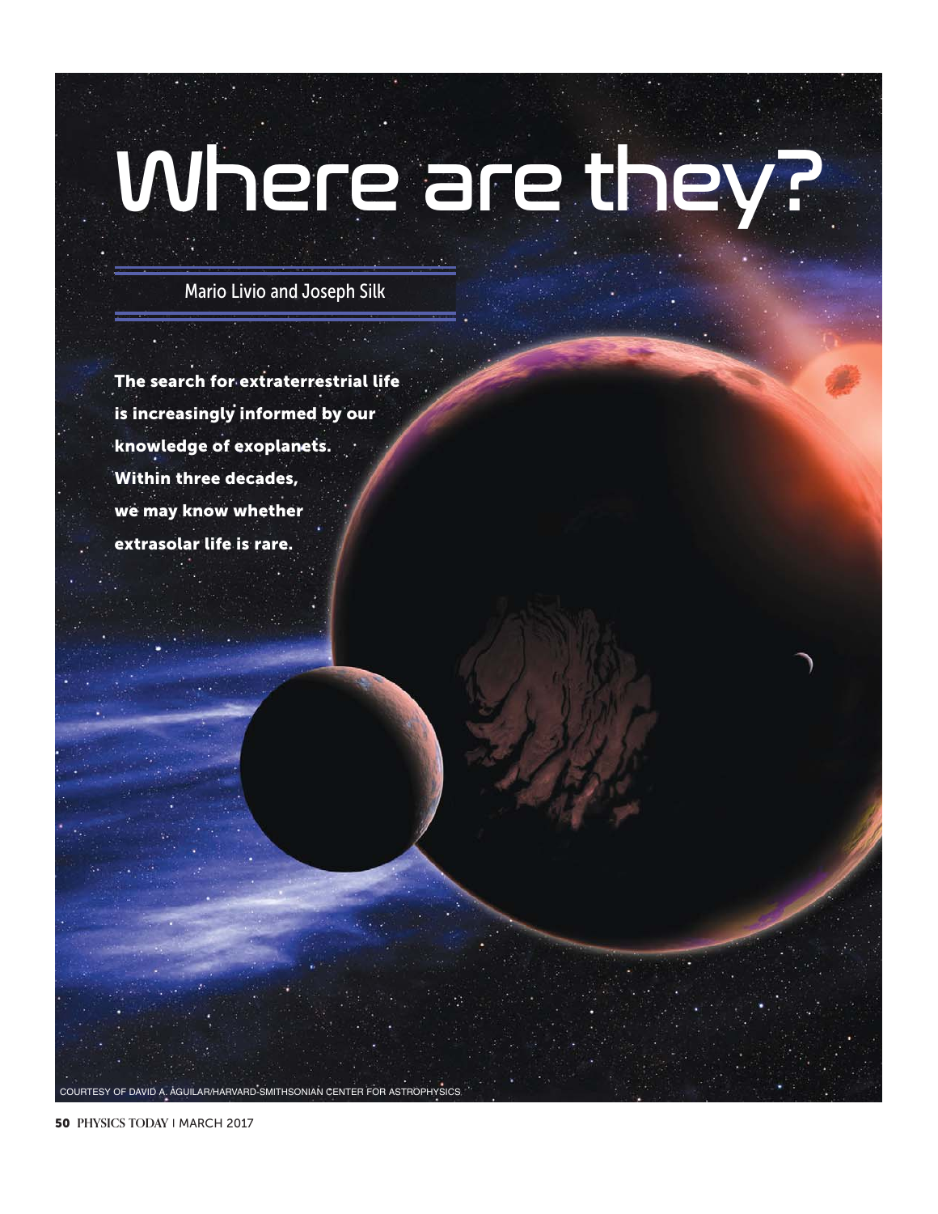# Where are they?

Mario Livio and Joseph Silk

**The search for extraterrestrial life is increasingly informed by our knowledge of exoplanets. Within three decades, we may know whether extrasolar life is rare.**

COURTESY OF DAVID A. AGUILAR/HARVARD-SMITHSONIAN CENTER FOR ASTROPHYSICS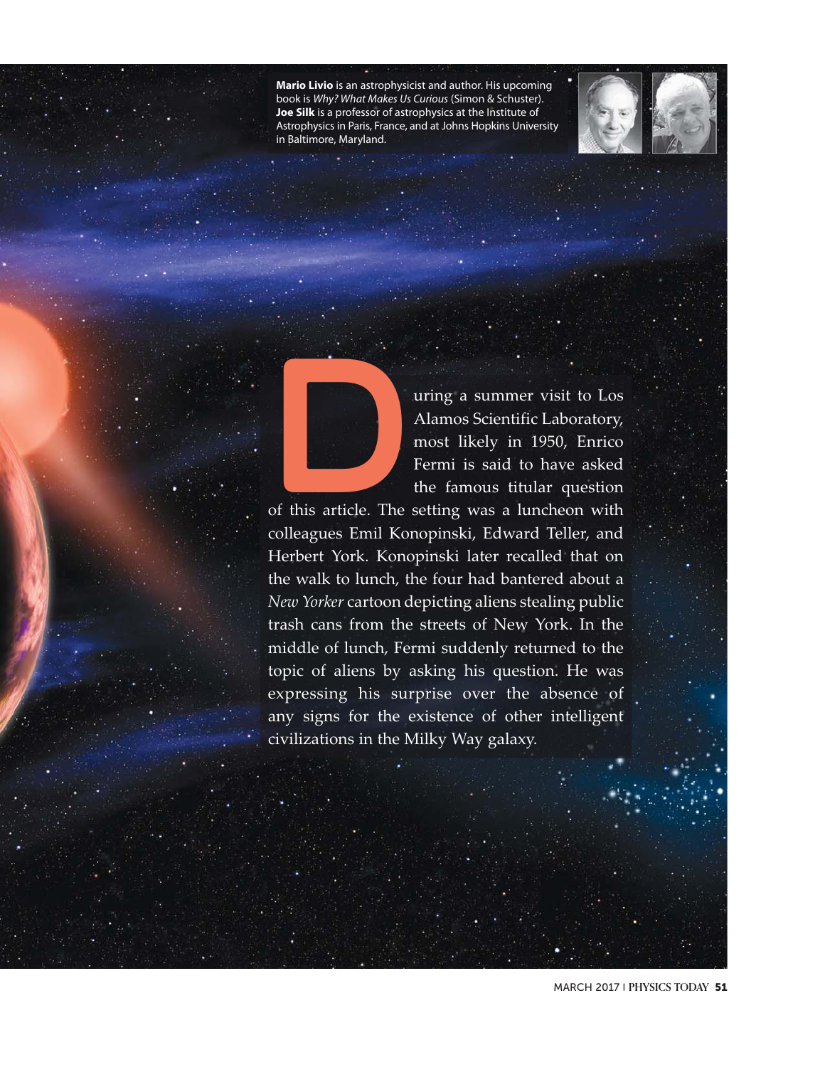**Mario Livio** is an astrophysicist and author. His upcoming book is *Why? What Makes Us Curious* (Simon & Schuster). **Joe Silk** is a professor of astrophysics at the Institute of Astrophysics in Paris, France, and at Johns Hopkins University in Baltimore, Maryland.

During a summer visit to Los Alamos Scientific Laboratory, most likely in 1950, Enrico Fermi is said to have asked the famous titular question of this article. The setting was a luncheon with colleagues Emil Konopinski, Edward Teller, and Herbert York. Konopinski later recalled that on the walk to lunch, the four had bantered about a *New Yorker* cartoon depicting aliens stealing public trash cans from the streets of New York. In the middle of lunch, Fermi suddenly returned to the topic of aliens by asking his question. He was expressing his surprise over the absence of any signs for the existence of other intelligent civilizations in the Milky Way galaxy.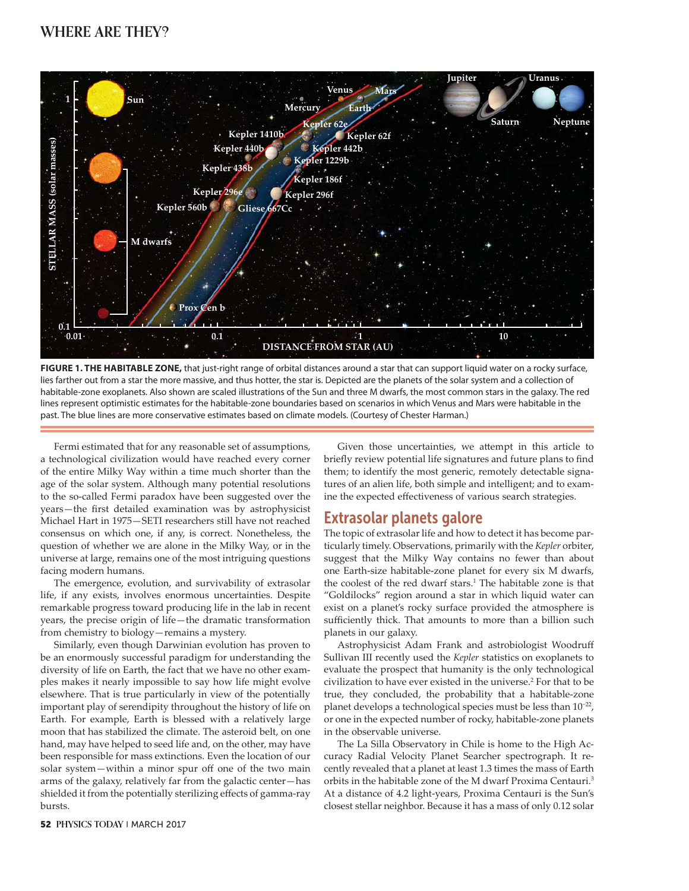**FIGURE 1. THE HABITABLE ZONE,** that just-right range of orbital distances around a star that can support liquid water on a rocky surface, lies farther out from a star the more massive, and thus hotter, the star is. Depicted are the planets of the solar system and a collection of habitable-zone exoplanets. Also shown are scaled illustrations of the Sun and three M dwarfs, the most common stars in the galaxy. The red lines represent optimistic estimates for the habitable-zone boundaries based on scenarios in which Venus and Mars were habitable in the past. The blue lines are more conservative estimates based on climate models. (Courtesy of Chester Harman.)

Fermi estimated that for any reasonable set of assumptions, a technological civilization would have reached every corner of the entire Milky Way within a time much shorter than the age of the solar system. Although many potential resolutions to the so-called Fermi paradox have been suggested over the years—the first detailed examination was by astrophysicist Michael Hart in 1975—SETI researchers still have not reached consensus on which one, if any, is correct. Nonetheless, the question of whether we are alone in the Milky Way, or in the universe at large, remains one of the most intriguing questions facing modern humans.

The emergence, evolution, and survivability of extrasolar life, if any exists, involves enormous uncertainties. Despite remarkable progress toward producing life in the lab in recent years, the precise origin of life—the dramatic transformation from chemistry to biology—remains a mystery.

Similarly, even though Darwinian evolution has proven to be an enormously successful paradigm for understanding the diversity of life on Earth, the fact that we have no other examples makes it nearly impossible to say how life might evolve elsewhere. That is true particularly in view of the potentially important play of serendipity throughout the history of life on Earth. For example, Earth is blessed with a relatively large moon that has stabilized the climate. The asteroid belt, on one hand, may have helped to seed life and, on the other, may have been responsible for mass extinctions. Even the location of our solar system—within a minor spur off one of the two main arms of the galaxy, relatively far from the galactic center—has shielded it from the potentially sterilizing effects of gamma-ray bursts.

Given those uncertainties, we attempt in this article to briefly review potential life signatures and future plans to find them; to identify the most generic, remotely detectable signatures of an alien life, both simple and intelligent; and to examine the expected effectiveness of various search strategies.

## Extrasolar planets galore

The topic of extrasolar life and how to detect it has become particularly timely. Observations, primarily with the *Kepler* orbiter, suggest that the Milky Way contains no fewer than about one Earth-size habitable-zone planet for every six M dwarfs, the coolest of the red dwarf stars.[1] The habitable zone is that "Goldilocks" region around a star in which liquid water can exist on a planet's rocky surface provided the atmosphere is sufficiently thick. That amounts to more than a billion such planets in our galaxy.

Astrophysicist Adam Frank and astrobiologist Woodruff Sullivan III recently used the *Kepler* statistics on exoplanets to evaluate the prospect that humanity is the only technological civilization to have ever existed in the universe.[2] For that to be true, they concluded, the probability that a habitable-zone planet develops a technological species must be less than $10^{-22}$, or one in the expected number of rocky, habitable-zone planets in the observable universe.

The La Silla Observatory in Chile is home to the High Accuracy Radial Velocity Planet Searcher spectrograph. It recently revealed that a planet at least 1.3 times the mass of Earth orbits in the habitable zone of the M dwarf Proxima Centauri.[3] At a distance of 4.2 light-years, Proxima Centauri is the Sun's closest stellar neighbor. Because it has a mass of only 0.12 solar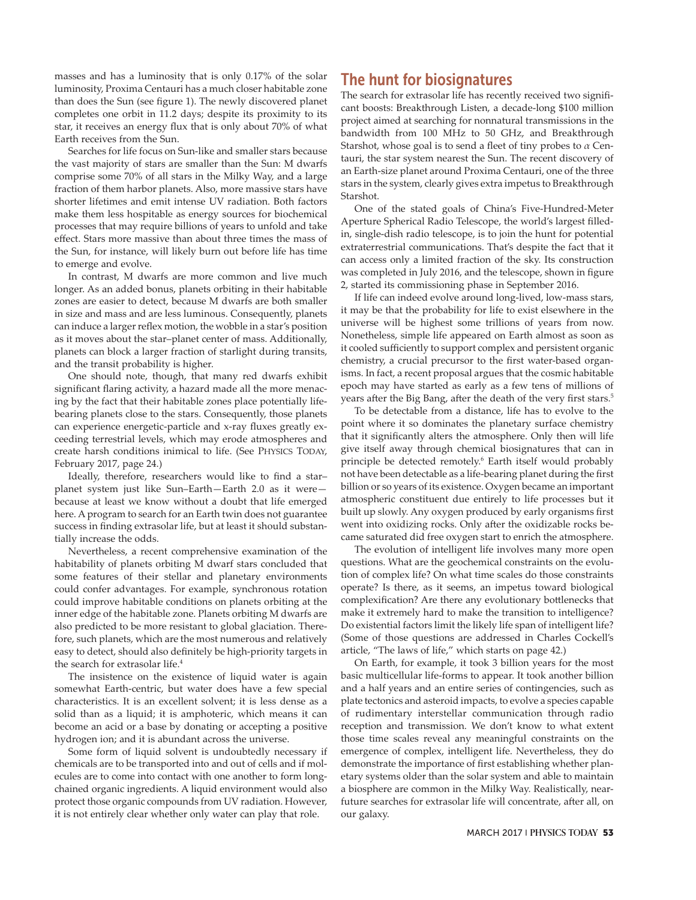masses and has a luminosity that is only 0.17% of the solar luminosity, Proxima Centauri has a much closer habitable zone than does the Sun (see figure 1). The newly discovered planet completes one orbit in 11.2 days; despite its proximity to its star, it receives an energy flux that is only about 70% of what Earth receives from the Sun.

Searches for life focus on Sun-like and smaller stars because the vast majority of stars are smaller than the Sun: M dwarfs comprise some 70% of all stars in the Milky Way, and a large fraction of them harbor planets. Also, more massive stars have shorter lifetimes and emit intense UV radiation. Both factors make them less hospitable as energy sources for biochemical processes that may require billions of years to unfold and take effect. Stars more massive than about three times the mass of the Sun, for instance, will likely burn out before life has time to emerge and evolve.

In contrast, M dwarfs are more common and live much longer. As an added bonus, planets orbiting in their habitable zones are easier to detect, because M dwarfs are both smaller in size and mass and are less luminous. Consequently, planets can induce a larger reflex motion, the wobble in a star's position as it moves about the star–planet center of mass. Additionally, planets can block a larger fraction of starlight during transits, and the transit probability is higher.

One should note, though, that many red dwarfs exhibit significant flaring activity, a hazard made all the more menacing by the fact that their habitable zones place potentially life-bearing planets close to the stars. Consequently, those planets can experience energetic-particle and x-ray fluxes greatly exceeding terrestrial levels, which may erode atmospheres and create harsh conditions inimical to life. (See PHYSICS TODAY, February 2017, page 24.)

Ideally, therefore, researchers would like to find a star–planet system just like Sun–Earth—Earth 2.0 as it were—because at least we know without a doubt that life emerged here. A program to search for an Earth twin does not guarantee success in finding extrasolar life, but at least it should substantially increase the odds.

Nevertheless, a recent comprehensive examination of the habitability of planets orbiting M dwarf stars concluded that some features of their stellar and planetary environments could confer advantages. For example, synchronous rotation could improve habitable conditions on planets orbiting at the inner edge of the habitable zone. Planets orbiting M dwarfs are also predicted to be more resistant to global glaciation. Therefore, such planets, which are the most numerous and relatively easy to detect, should also definitely be high-priority targets in the search for extrasolar life.[4]

The insistence on the existence of liquid water is again somewhat Earth-centric, but water does have a few special characteristics. It is an excellent solvent; it is less dense as a solid than as a liquid; it is amphoteric, which means it can become an acid or a base by donating or accepting a positive hydrogen ion; and it is abundant across the universe.

Some form of liquid solvent is undoubtedly necessary if chemicals are to be transported into and out of cells and if molecules are to come into contact with one another to form long-chained organic ingredients. A liquid environment would also protect those organic compounds from UV radiation. However, it is not entirely clear whether only water can play that role.

## The hunt for biosignatures

The search for extrasolar life has recently received two significant boosts: Breakthrough Listen, a decade-long $100 million project aimed at searching for nonnatural transmissions in the bandwidth from 100 MHz to 50 GHz, and Breakthrough Starshot, whose goal is to send a fleet of tiny probes to $\alpha$ Centauri, the star system nearest the Sun. The recent discovery of an Earth-size planet around Proxima Centauri, one of the three stars in the system, clearly gives extra impetus to Breakthrough Starshot.

One of the stated goals of China's Five-Hundred-Meter Aperture Spherical Radio Telescope, the world's largest filled-in, single-dish radio telescope, is to join the hunt for potential extraterrestrial communications. That's despite the fact that it can access only a limited fraction of the sky. Its construction was completed in July 2016, and the telescope, shown in figure 2, started its commissioning phase in September 2016.

If life can indeed evolve around long-lived, low-mass stars, it may be that the probability for life to exist elsewhere in the universe will be highest some trillions of years from now. Nonetheless, simple life appeared on Earth almost as soon as it cooled sufficiently to support complex and persistent organic chemistry, a crucial precursor to the first water-based organisms. In fact, a recent proposal argues that the cosmic habitable epoch may have started as early as a few tens of millions of years after the Big Bang, after the death of the very first stars.[5]

To be detectable from a distance, life has to evolve to the point where it so dominates the planetary surface chemistry that it significantly alters the atmosphere. Only then will life give itself away through chemical biosignatures that can in principle be detected remotely.[6] Earth itself would probably not have been detectable as a life-bearing planet during the first billion or so years of its existence. Oxygen became an important atmospheric constituent due entirely to life processes but it built up slowly. Any oxygen produced by early organisms first went into oxidizing rocks. Only after the oxidizable rocks became saturated did free oxygen start to enrich the atmosphere.

The evolution of intelligent life involves many more open questions. What are the geochemical constraints on the evolution of complex life? On what time scales do those constraints operate? Is there, as it seems, an impetus toward biological complexification? Are there any evolutionary bottlenecks that make it extremely hard to make the transition to intelligence? Do existential factors limit the likely life span of intelligent life? (Some of those questions are addressed in Charles Cockell's article, "The laws of life," which starts on page 42.)

On Earth, for example, it took 3 billion years for the most basic multicellular life-forms to appear. It took another billion and a half years and an entire series of contingencies, such as plate tectonics and asteroid impacts, to evolve a species capable of rudimentary interstellar communication through radio reception and transmission. We don't know to what extent those time scales reveal any meaningful constraints on the emergence of complex, intelligent life. Nevertheless, they do demonstrate the importance of first establishing whether planetary systems older than the solar system and able to maintain a biosphere are common in the Milky Way. Realistically, near-future searches for extrasolar life will concentrate, after all, on our galaxy.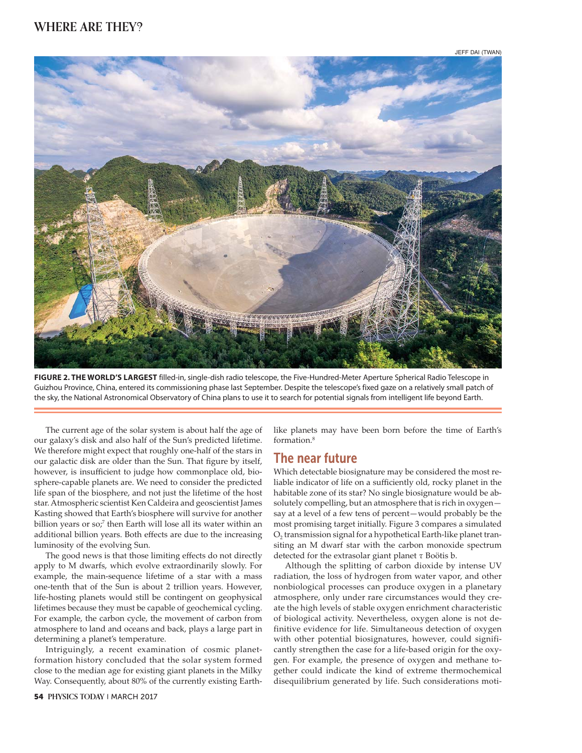JEFF DAI (TWAN)

**FIGURE 2. THE WORLD'S LARGEST** filled-in, single-dish radio telescope, the Five-Hundred-Meter Aperture Spherical Radio Telescope in Guizhou Province, China, entered its commissioning phase last September. Despite the telescope's fixed gaze on a relatively small patch of the sky, the National Astronomical Observatory of China plans to use it to search for potential signals from intelligent life beyond Earth.

The current age of the solar system is about half the age of our galaxy's disk and also half of the Sun's predicted lifetime. We therefore might expect that roughly one-half of the stars in our galactic disk are older than the Sun. That figure by itself, however, is insufficient to judge how commonplace old, biosphere-capable planets are. We need to consider the predicted life span of the biosphere, and not just the lifetime of the host star. Atmospheric scientist Ken Caldeira and geoscientist James Kasting showed that Earth's biosphere will survive for another billion years or so;[7] then Earth will lose all its water within an additional billion years. Both effects are due to the increasing luminosity of the evolving Sun.

The good news is that those limiting effects do not directly apply to M dwarfs, which evolve extraordinarily slowly. For example, the main-sequence lifetime of a star with a mass one-tenth that of the Sun is about 2 trillion years. However, life-hosting planets would still be contingent on geophysical lifetimes because they must be capable of geochemical cycling. For example, the carbon cycle, the movement of carbon from atmosphere to land and oceans and back, plays a large part in determining a planet's temperature.

Intriguingly, a recent examination of cosmic planet-formation history concluded that the solar system formed close to the median age for existing giant planets in the Milky Way. Consequently, about 80% of the currently existing Earth-like planets may have been born before the time of Earth's formation.[8]

## The near future

Which detectable biosignature may be considered the most reliable indicator of life on a sufficiently old, rocky planet in the habitable zone of its star? No single biosignature would be absolutely compelling, but an atmosphere that is rich in oxygen—say at a level of a few tens of percent—would probably be the most promising target initially. Figure 3 compares a simulated $O_2$ transmission signal for a hypothetical Earth-like planet transiting an M dwarf star with the carbon monoxide spectrum detected for the extrasolar giant planet τ Boötis b.

Although the splitting of carbon dioxide by intense UV radiation, the loss of hydrogen from water vapor, and other nonbiological processes can produce oxygen in a planetary atmosphere, only under rare circumstances would they create the high levels of stable oxygen enrichment characteristic of biological activity. Nevertheless, oxygen alone is not definitive evidence for life. Simultaneous detection of oxygen with other potential biosignatures, however, could significantly strengthen the case for a life-based origin for the oxygen. For example, the presence of oxygen and methane together could indicate the kind of extreme thermochemical disequilibrium generated by life. Such considerations moti-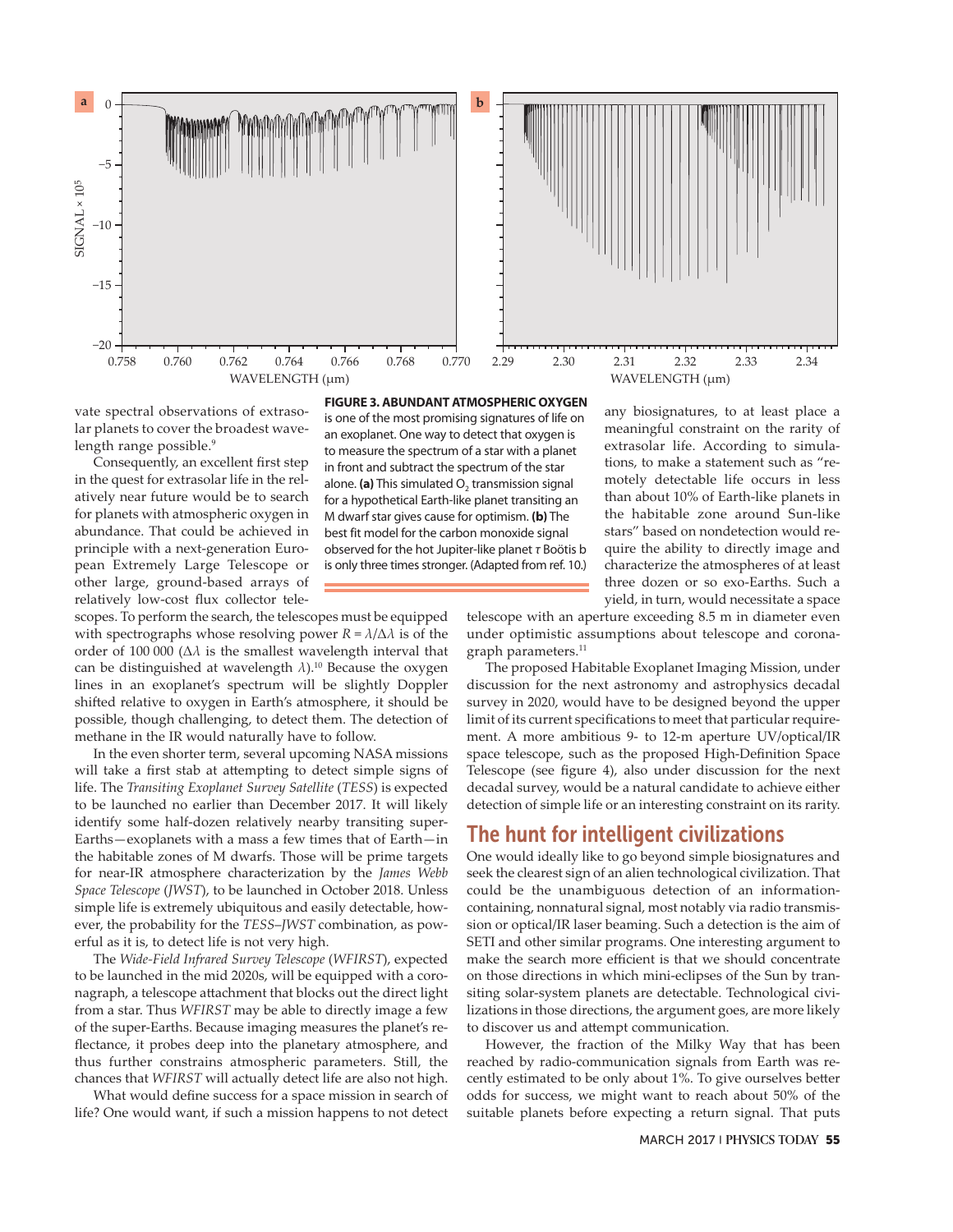vate spectral observations of extrasolar planets to cover the broadest wavelength range possible.[9]

Consequently, an excellent first step in the quest for extrasolar life in the relatively near future would be to search for planets with atmospheric oxygen in abundance. That could be achieved in principle with a next-generation European Extremely Large Telescope or other large, ground-based arrays of relatively low-cost flux collector telescopes. To perform the search, the telescopes must be equipped with spectrographs whose resolving power $R = \lambda/\Delta\lambda$ is of the order of 100 000 ($\Delta\lambda$ is the smallest wavelength interval that can be distinguished at wavelength $\lambda$).[10] Because the oxygen lines in an exoplanet's spectrum will be slightly Doppler shifted relative to oxygen in Earth's atmosphere, it should be possible, though challenging, to detect them. The detection of methane in the IR would naturally have to follow.

In the even shorter term, several upcoming NASA missions will take a first stab at attempting to detect simple signs of life. The *Transiting Exoplanet Survey Satellite* (*TESS*) is expected to be launched no earlier than December 2017. It will likely identify some half-dozen relatively nearby transiting super-Earths—exoplanets with a mass a few times that of Earth—in the habitable zones of M dwarfs. Those will be prime targets for near-IR atmosphere characterization by the *James Webb Space Telescope* (*JWST*), to be launched in October 2018. Unless simple life is extremely ubiquitous and easily detectable, however, the probability for the *TESS*–*JWST* combination, as powerful as it is, to detect life is not very high.

The *Wide-Field Infrared Survey Telescope* (*WFIRST*), expected to be launched in the mid 2020s, will be equipped with a coronagraph, a telescope attachment that blocks out the direct light from a star. Thus *WFIRST* may be able to directly image a few of the super-Earths. Because imaging measures the planet's reflectance, it probes deep into the planetary atmosphere, and thus further constrains atmospheric parameters. Still, the chances that *WFIRST* will actually detect life are also not high.

What would define success for a space mission in search of life? One would want, if such a mission happens to not detect any biosignatures, to at least place a meaningful constraint on the rarity of extrasolar life. According to simulations, to make a statement such as "remotely detectable life occurs in less than about 10% of Earth-like planets in the habitable zone around Sun-like stars" based on nondetection would require the ability to directly image and characterize the atmospheres of at least three dozen or so exo-Earths. Such a yield, in turn, would necessitate a space telescope with an aperture exceeding 8.5 m in diameter even under optimistic assumptions about telescope and coronagraph parameters.[11]

The proposed Habitable Exoplanet Imaging Mission, under discussion for the next astronomy and astrophysics decadal survey in 2020, would have to be designed beyond the upper limit of its current specifications to meet that particular requirement. A more ambitious 9- to 12-m aperture UV/optical/IR space telescope, such as the proposed High-Definition Space Telescope (see figure 4), also under discussion for the next decadal survey, would be a natural candidate to achieve either detection of simple life or an interesting constraint on its rarity.

**FIGURE 3. ABUNDANT ATMOSPHERIC OXYGEN** is one of the most promising signatures of life on an exoplanet. One way to detect that oxygen is to measure the spectrum of a star with a planet in front and subtract the spectrum of the star alone. **(a)** This simulated $O_2$ transmission signal for a hypothetical Earth-like planet transiting an M dwarf star gives cause for optimism. **(b)** The best fit model for the carbon monoxide signal observed for the hot Jupiter-like planet τ Boötis b is only three times stronger. (Adapted from ref. 10.)

## The hunt for intelligent civilizations

One would ideally like to go beyond simple biosignatures and seek the clearest sign of an alien technological civilization. That could be the unambiguous detection of an information-containing, nonnatural signal, most notably via radio transmission or optical/IR laser beaming. Such a detection is the aim of SETI and other similar programs. One interesting argument to make the search more efficient is that we should concentrate on those directions in which mini-eclipses of the Sun by transiting solar-system planets are detectable. Technological civilizations in those directions, the argument goes, are more likely to discover us and attempt communication.

However, the fraction of the Milky Way that has been recently estimated to be only about 1%. To give ourselves better odds for success, we might want to reach about 50% of the suitable planets before expecting a return signal. That puts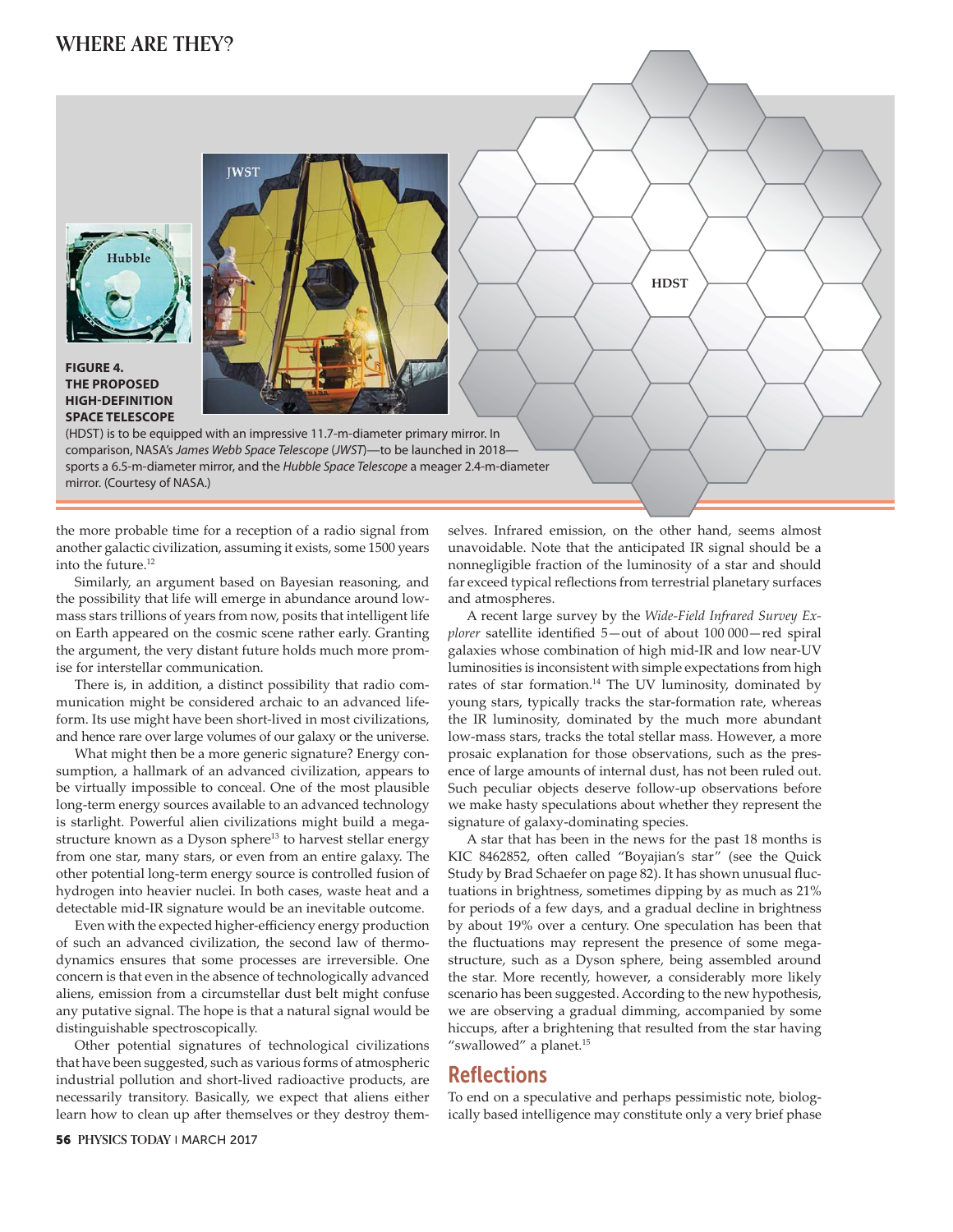**FIGURE 4. THE PROPOSED HIGH-DEFINITION SPACE TELESCOPE** (HDST) is to be equipped with an impressive 11.7-m-diameter primary mirror. In comparison, NASA's *James Webb Space Telescope* (*JWST*)—to be launched in 2018—sports a 6.5-m-diameter mirror, and the *Hubble Space Telescope* a meager 2.4-m-diameter mirror. (Courtesy of NASA.)

the more probable time for a reception of a radio signal from another galactic civilization, assuming it exists, some 1500 years into the future.[12]

Similarly, an argument based on Bayesian reasoning, and the possibility that life will emerge in abundance around low-mass stars trillions of years from now, posits that intelligent life on Earth appeared on the cosmic scene rather early. Granting the argument, the very distant future holds much more promise for interstellar communication.

There is, in addition, a distinct possibility that radio communication might be considered archaic to an advanced lifeform. Its use might have been short-lived in most civilizations, and hence rare over large volumes of our galaxy or the universe.

What might then be a more generic signature? Energy consumption, a hallmark of an advanced civilization, appears to be virtually impossible to conceal. One of the most plausible long-term energy sources available to an advanced technology is starlight. Powerful alien civilizations might build a megastructure known as a Dyson sphere[13] to harvest stellar energy from one star, many stars, or even from an entire galaxy. The other potential long-term energy source is controlled fusion of hydrogen into heavier nuclei. In both cases, waste heat and a detectable mid-IR signature would be an inevitable outcome.

Even with the expected higher-efficiency energy production of such an advanced civilization, the second law of thermodynamics ensures that some processes are irreversible. One concern is that even in the absence of technologically advanced aliens, emission from a circumstellar dust belt might confuse any putative signal. The hope is that a natural signal would be distinguishable spectroscopically.

Other potential signatures of technological civilizations that have been suggested, such as various forms of atmospheric industrial pollution and short-lived radioactive products, are necessarily transitory. Basically, we expect that aliens either learn how to clean up after themselves or they destroy themselves. Infrared emission, on the other hand, seems almost unavoidable. Note that the anticipated IR signal should be a nonnegligible fraction of the luminosity of a star and should far exceed typical reflections from terrestrial planetary surfaces and atmospheres.

A recent large survey by the *Wide-Field Infrared Survey Explorer* satellite identified 5—out of about 100 000—red spiral galaxies whose combination of high mid-IR and low near-UV luminosities is inconsistent with simple expectations from high rates of star formation.[14] The UV luminosity, dominated by young stars, typically tracks the star-formation rate, whereas the IR luminosity, dominated by the much more abundant low-mass stars, tracks the total stellar mass. However, a more prosaic explanation for those observations, such as the presence of large amounts of internal dust, has not been ruled out. Such peculiar objects deserve follow-up observations before we make hasty speculations about whether they represent the signature of galaxy-dominating species.

A star that has been in the news for the past 18 months is KIC 8462852, often called "Boyajian's star" (see the Quick Study by Brad Schaefer on page 82). It has shown unusual fluctuations in brightness, sometimes dipping by as much as 21% for periods of a few days, and a gradual decline in brightness by about 19% over a century. One speculation has been that the fluctuations may represent the presence of some megastructure, such as a Dyson sphere, being assembled around the star. More recently, however, a considerably more likely scenario has been suggested. According to the new hypothesis, we are observing a gradual dimming, accompanied by some hiccups, after a brightening that resulted from the star having "swallowed" a planet.[15]

## Reflections

To end on a speculative and perhaps pessimistic note, biologically based intelligence may constitute only a very brief phase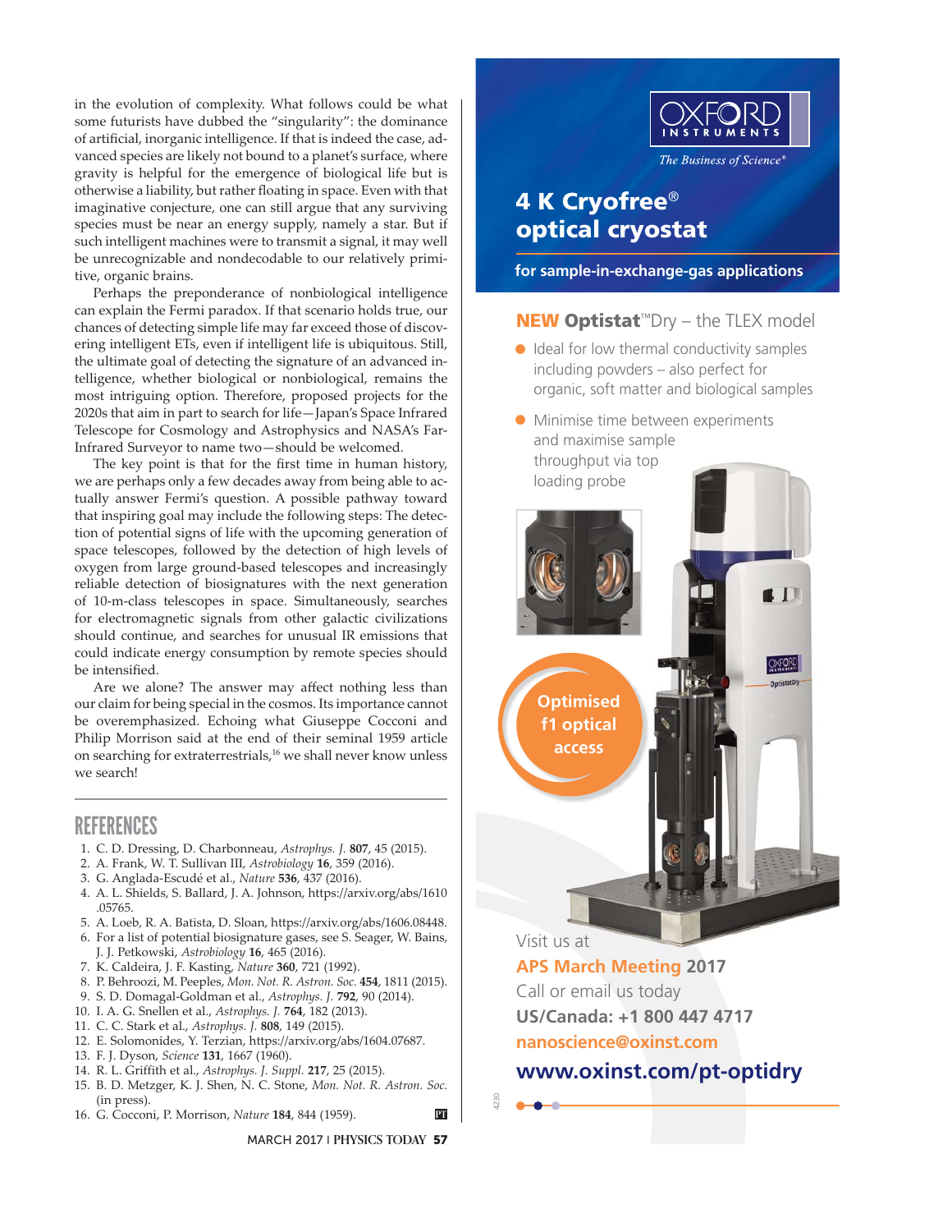in the evolution of complexity. What follows could be what some futurists have dubbed the "singularity": the dominance of artificial, inorganic intelligence. If that is indeed the case, advanced species are likely not bound to a planet's surface, where gravity is helpful for the emergence of biological life but is otherwise a liability, but rather floating in space. Even with that imaginative conjecture, one can still argue that any surviving species must be near an energy supply, namely a star. But if such intelligent machines were to transmit a signal, it may well be unrecognizable and nondecodable to our relatively primitive, organic brains.

Perhaps the preponderance of nonbiological intelligence can explain the Fermi paradox. If that scenario holds true, our chances of detecting simple life may far exceed those of discovering intelligent ETs, even if intelligent life is ubiquitous. Still, the ultimate goal of detecting the signature of an advanced intelligence, whether biological or nonbiological, remains the most intriguing option. Therefore, proposed projects for the 2020s that aim in part to search for life—Japan's Space Infrared Telescope for Cosmology and Astrophysics and NASA's Far-Infrared Surveyor to name two—should be welcomed.

The key point is that for the first time in human history, we are perhaps only a few decades away from being able to actually answer Fermi's question. A possible pathway toward that inspiring goal may include the following steps: The detection of potential signs of life with the upcoming generation of space telescopes, followed by the detection of high levels of oxygen from large ground-based telescopes and increasingly reliable detection of biosignatures with the next generation of 10-m-class telescopes in space. Simultaneously, searches for electromagnetic signals from other galactic civilizations should continue, and searches for unusual IR emissions that could indicate energy consumption by remote species should be intensified.

Are we alone? The answer may affect nothing less than our claim for being special in the cosmos. Its importance cannot be overemphasized. Echoing what Giuseppe Cocconi and Philip Morrison said at the end of their seminal 1959 article on searching for extraterrestrials,[16] we shall never know unless we search!

## REFERENCES

1. C. D. Dressing, D. Charbonneau, *Astrophys. J.* **807**, 45 (2015).
2. A. Frank, W. T. Sullivan III, *Astrobiology* **16**, 359 (2016).
3. G. Anglada-Escudé et al., *Nature* **536**, 437 (2016).
4. A. L. Shields, S. Ballard, J. A. Johnson, https://arxiv.org/abs/1610.05765.
5. A. Loeb, R. A. Batista, D. Sloan, https://arxiv.org/abs/1606.08448.
6. For a list of potential biosignature gases, see S. Seager, W. Bains, J. J. Petkowski, *Astrobiology* **16**, 465 (2016).
7. K. Caldeira, J. F. Kasting, *Nature* **360**, 721 (1992).
8. P. Behroozi, M. Peeples, *Mon. Not. R. Astron. Soc.* **454**, 1811 (2015).
9. S. D. Domagal-Goldman et al., *Astrophys. J.* **792**, 90 (2014).
10. I. A. G. Snellen et al., *Astrophys. J.* **764**, 182 (2013).
11. C. C. Stark et al., *Astrophys. J.* **808**, 149 (2015).
12. E. Solomonides, Y. Terzian, https://arxiv.org/abs/1604.07687.
13. F. J. Dyson, *Science* **131**, 1667 (1960).
14. R. L. Griffith et al., *Astrophys. J. Suppl.* **217**, 25 (2015).
15. B. D. Metzger, K. J. Shen, N. C. Stone, *Mon. Not. R. Astron. Soc.* (in press).
16. G. Cocconi, P. Morrison, *Nature* **184**, 844 (1959).

OXFORD INSTRUMENTS
*The Business of Science®*

## 4 K Cryofree® optical cryostat

**for sample-in-exchange-gas applications**

**NEW Optistat™**Dry – the TLEX model

- Ideal for low thermal conductivity samples including powders – also perfect for organic, soft matter and biological samples
- Minimise time between experiments and maximise sample throughput via top loading probe

**Optimised f1 optical access**

Visit us at
**APS March Meeting 2017**
Call or email us today
**US/Canada: +1 800 447 4717**
**nanoscience@oxinst.com**
**www.oxinst.com/pt-optidry**